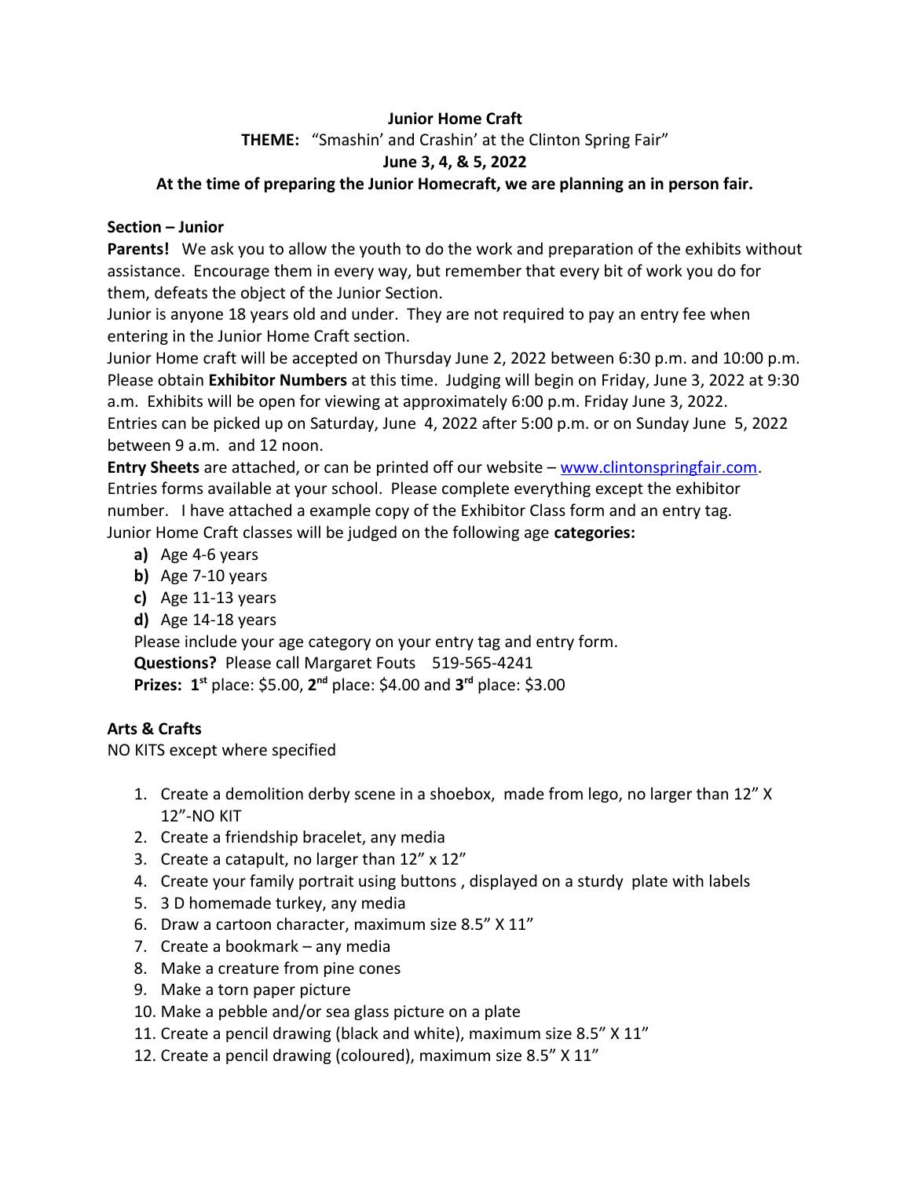**Junior Home Craft**

**THEME:** "Smashin' and Crashin' at the Clinton Spring Fair"

**June 3, 4, & 5, 2022**

**At the time of preparing the Junior Homecraft, we are planning an in person fair.**

**Section – Junior**

**Parents!** We ask you to allow the youth to do the work and preparation of the exhibits without assistance. Encourage them in every way, but remember that every bit of work you do for them, defeats the object of the Junior Section.

Junior is anyone 18 years old and under. They are not required to pay an entry fee when entering in the Junior Home Craft section.

Junior Home craft will be accepted on Thursday June 2, 2022 between 6:30 p.m. and 10:00 p.m. Please obtain **Exhibitor Numbers** at this time. Judging will begin on Friday, June 3, 2022 at 9:30 a.m. Exhibits will be open for viewing at approximately 6:00 p.m. Friday June 3, 2022.

Entries can be picked up on Saturday, June 4, 2022 after 5:00 p.m. or on Sunday June 5, 2022 between 9 a.m. and 12 noon.

**Entry Sheets** are attached, or can be printed off our website – www.clintonspringfair.com. Entries forms available at your school. Please complete everything except the exhibitor number. I have attached a example copy of the Exhibitor Class form and an entry tag.

Junior Home Craft classes will be judged on the following age **categories:**

- **a)** Age 4-6 years
- **b)** Age 7-10 years
- **c)** Age 11-13 years
- **d)** Age 14-18 years

Please include your age category on your entry tag and entry form.

**Questions?** Please call Margaret Fouts 519-565-4241

**Prizes: 1st** place: $5.00, **2nd** place: $4.00 and **3rd** place: $3.00

**Arts & Crafts**

NO KITS except where specified

1. Create a demolition derby scene in a shoebox, made from lego, no larger than 12" X 12"-NO KIT
2. Create a friendship bracelet, any media
3. Create a catapult, no larger than 12" x 12"
4. Create your family portrait using buttons , displayed on a sturdy plate with labels
5. 3 D homemade turkey, any media
6. Draw a cartoon character, maximum size 8.5" X 11"
7. Create a bookmark – any media
8. Make a creature from pine cones
9. Make a torn paper picture
10. Make a pebble and/or sea glass picture on a plate
11. Create a pencil drawing (black and white), maximum size 8.5" X 11"
12. Create a pencil drawing (coloured), maximum size 8.5" X 11"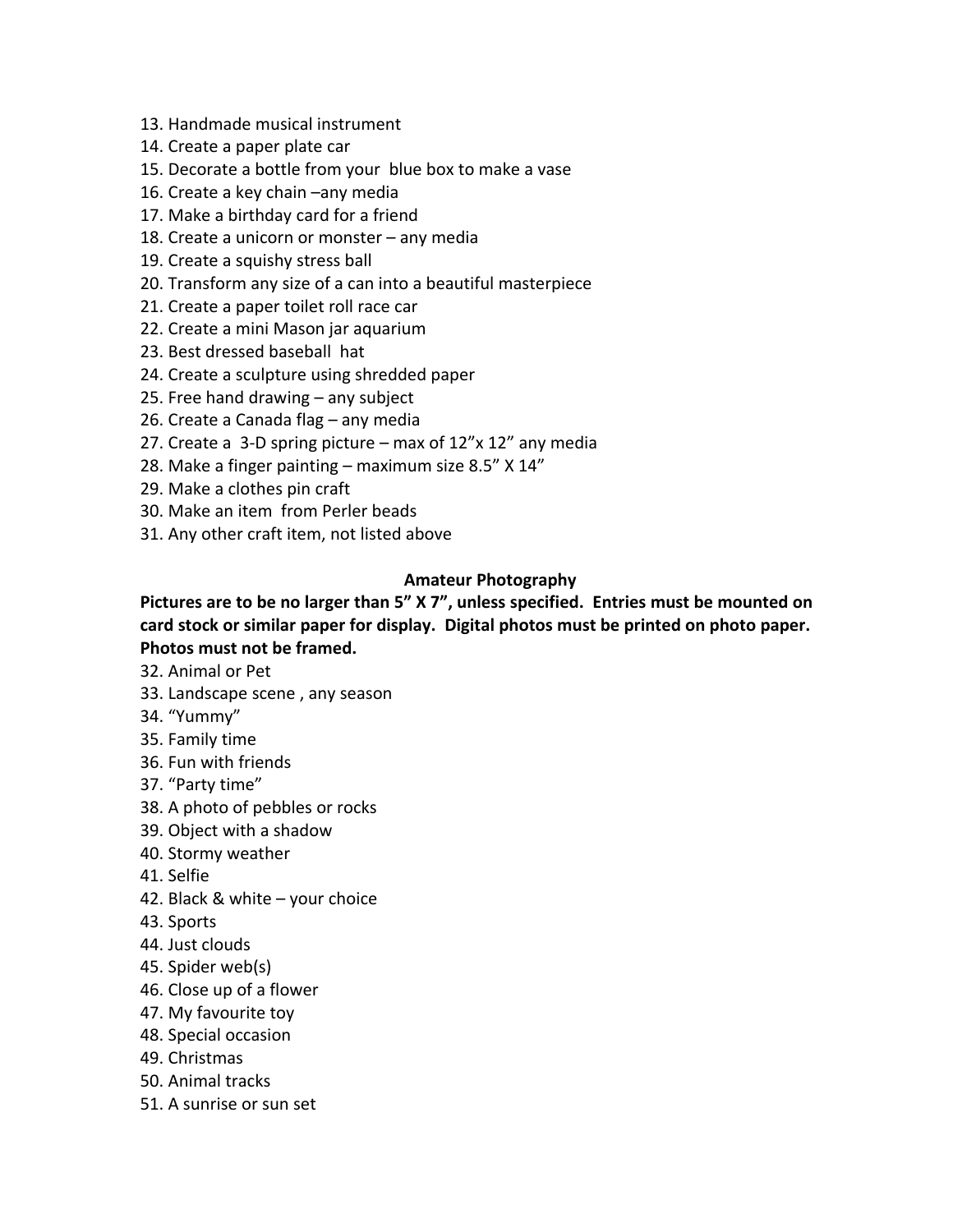13. Handmade musical instrument
14. Create a paper plate car
15. Decorate a bottle from your blue box to make a vase
16. Create a key chain –any media
17. Make a birthday card for a friend
18. Create a unicorn or monster – any media
19. Create a squishy stress ball
20. Transform any size of a can into a beautiful masterpiece
21. Create a paper toilet roll race car
22. Create a mini Mason jar aquarium
23. Best dressed baseball hat
24. Create a sculpture using shredded paper
25. Free hand drawing – any subject
26. Create a Canada flag – any media
27. Create a 3-D spring picture – max of 12"x 12" any media
28. Make a finger painting – maximum size 8.5" X 14"
29. Make a clothes pin craft
30. Make an item from Perler beads
31. Any other craft item, not listed above

## Amateur Photography

**Pictures are to be no larger than 5" X 7", unless specified. Entries must be mounted on card stock or similar paper for display. Digital photos must be printed on photo paper. Photos must not be framed.**

32. Animal or Pet
33. Landscape scene , any season
34. "Yummy"
35. Family time
36. Fun with friends
37. "Party time"
38. A photo of pebbles or rocks
39. Object with a shadow
40. Stormy weather
41. Selfie
42. Black & white – your choice
43. Sports
44. Just clouds
45. Spider web(s)
46. Close up of a flower
47. My favourite toy
48. Special occasion
49. Christmas
50. Animal tracks
51. A sunrise or sun set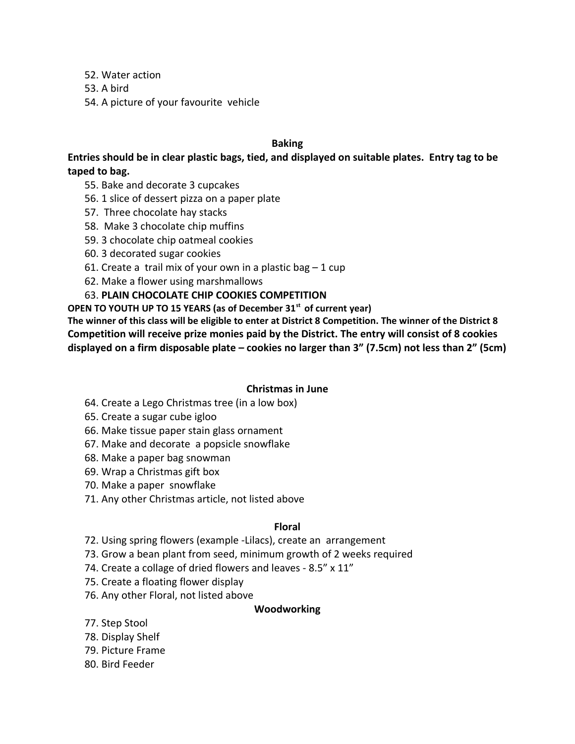52. Water action
53. A bird
54. A picture of your favourite vehicle

## Baking

**Entries should be in clear plastic bags, tied, and displayed on suitable plates. Entry tag to be taped to bag.**

55. Bake and decorate 3 cupcakes
56. 1 slice of dessert pizza on a paper plate
57. Three chocolate hay stacks
58. Make 3 chocolate chip muffins
59. 3 chocolate chip oatmeal cookies
60. 3 decorated sugar cookies
61. Create a trail mix of your own in a plastic bag – 1 cup
62. Make a flower using marshmallows
63. **PLAIN CHOCOLATE CHIP COOKIES COMPETITION**

**OPEN TO YOUTH UP TO 15 YEARS (as of December 31st of current year)**
**The winner of this class will be eligible to enter at District 8 Competition. The winner of the District 8 Competition will receive prize monies paid by the District. The entry will consist of 8 cookies displayed on a firm disposable plate – cookies no larger than 3" (7.5cm) not less than 2" (5cm)**

## Christmas in June

64. Create a Lego Christmas tree (in a low box)
65. Create a sugar cube igloo
66. Make tissue paper stain glass ornament
67. Make and decorate a popsicle snowflake
68. Make a paper bag snowman
69. Wrap a Christmas gift box
70. Make a paper snowflake
71. Any other Christmas article, not listed above

## Floral

72. Using spring flowers (example -Lilacs), create an arrangement
73. Grow a bean plant from seed, minimum growth of 2 weeks required
74. Create a collage of dried flowers and leaves - 8.5" x 11"
75. Create a floating flower display
76. Any other Floral, not listed above

## Woodworking

77. Step Stool
78. Display Shelf
79. Picture Frame
80. Bird Feeder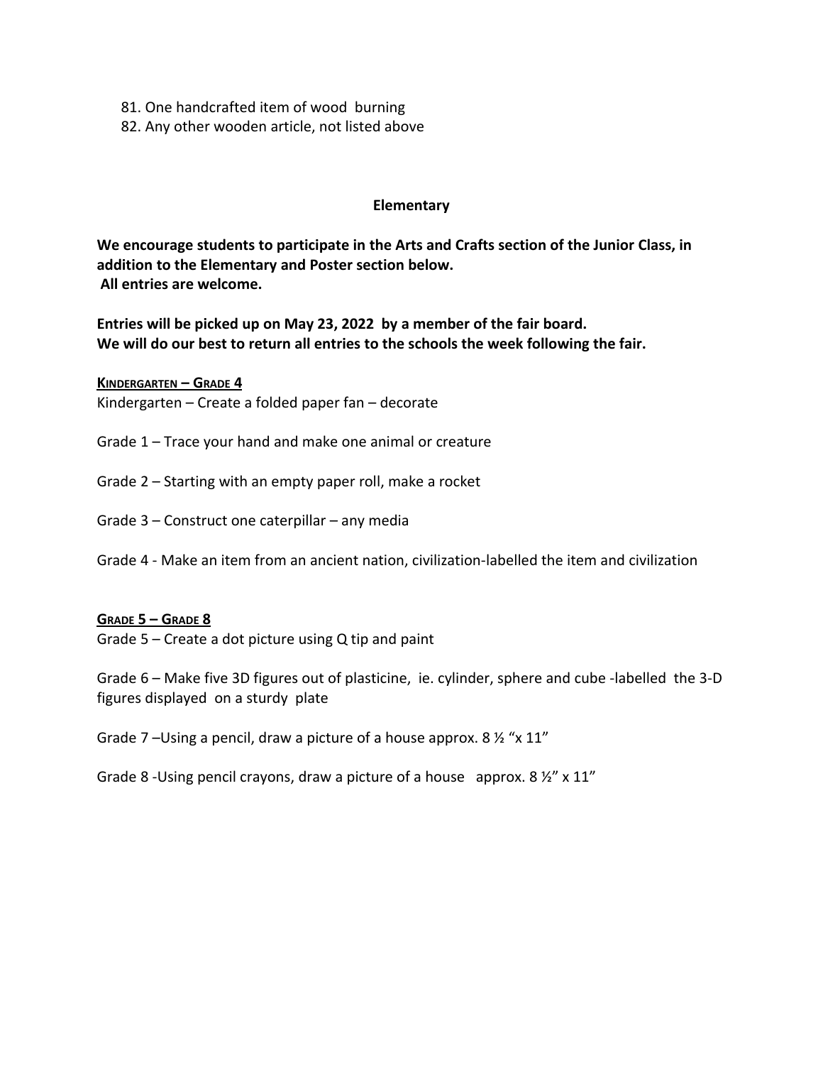81. One handcrafted item of wood burning
82. Any other wooden article, not listed above

## Elementary

**We encourage students to participate in the Arts and Crafts section of the Junior Class, in addition to the Elementary and Poster section below.**
**All entries are welcome.**

**Entries will be picked up on May 23, 2022 by a member of the fair board.**
**We will do our best to return all entries to the schools the week following the fair.**

### Kindergarten – Grade 4

Kindergarten – Create a folded paper fan – decorate

Grade 1 – Trace your hand and make one animal or creature

Grade 2 – Starting with an empty paper roll, make a rocket

Grade 3 – Construct one caterpillar – any media

Grade 4 - Make an item from an ancient nation, civilization-labelled the item and civilization

### Grade 5 – Grade 8

Grade 5 – Create a dot picture using Q tip and paint

Grade 6 – Make five 3D figures out of plasticine, ie. cylinder, sphere and cube -labelled the 3-D figures displayed on a sturdy plate

Grade 7 –Using a pencil, draw a picture of a house approx. 8 ½ "x 11"

Grade 8 -Using pencil crayons, draw a picture of a house approx. 8 ½" x 11"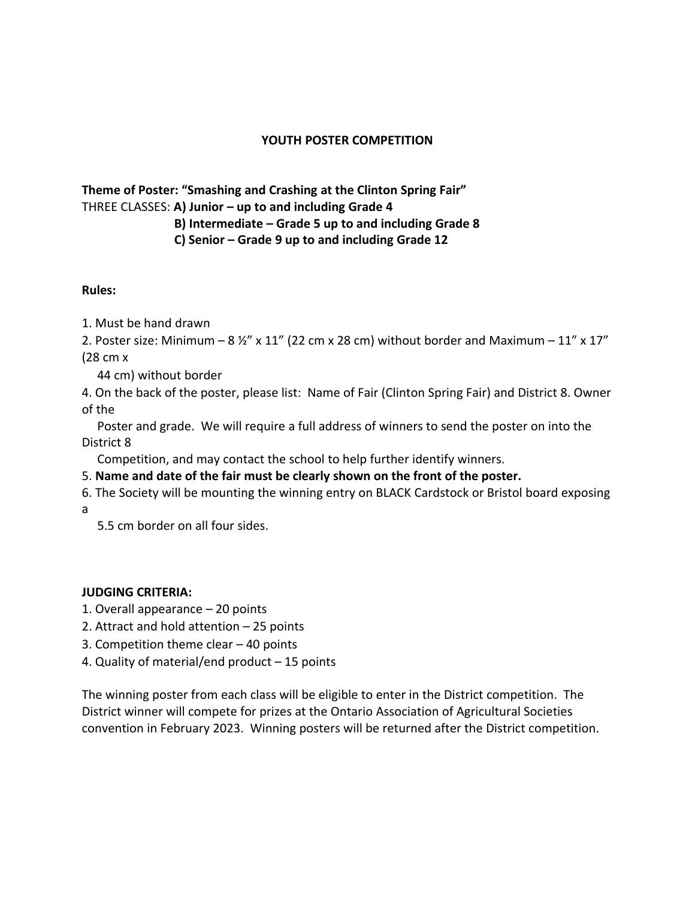## YOUTH POSTER COMPETITION

**Theme of Poster: "Smashing and Crashing at the Clinton Spring Fair"**

THREE CLASSES: **A) Junior – up to and including Grade 4**
**B) Intermediate – Grade 5 up to and including Grade 8**
**C) Senior – Grade 9 up to and including Grade 12**

**Rules:**

1. Must be hand drawn
2. Poster size: Minimum – 8 ½" x 11" (22 cm x 28 cm) without border and Maximum – 11" x 17" (28 cm x 44 cm) without border
4. On the back of the poster, please list: Name of Fair (Clinton Spring Fair) and District 8. Owner of the Poster and grade. We will require a full address of winners to send the poster on into the District 8 Competition, and may contact the school to help further identify winners.
5. **Name and date of the fair must be clearly shown on the front of the poster.**
6. The Society will be mounting the winning entry on BLACK Cardstock or Bristol board exposing a 5.5 cm border on all four sides.

**JUDGING CRITERIA:**

1. Overall appearance – 20 points
2. Attract and hold attention – 25 points
3. Competition theme clear – 40 points
4. Quality of material/end product – 15 points

The winning poster from each class will be eligible to enter in the District competition. The District winner will compete for prizes at the Ontario Association of Agricultural Societies convention in February 2023. Winning posters will be returned after the District competition.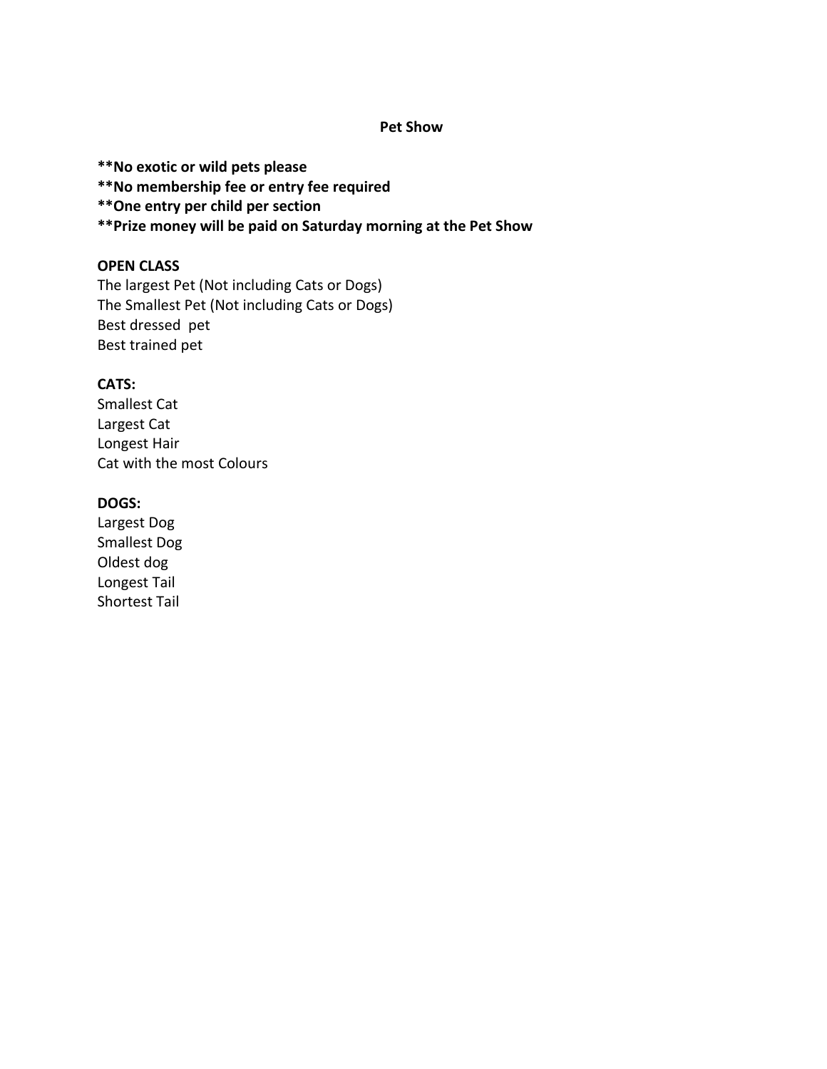# Pet Show

**\*\*No exotic or wild pets please**
**\*\*No membership fee or entry fee required**
**\*\*One entry per child per section**
**\*\*Prize money will be paid on Saturday morning at the Pet Show**

**OPEN CLASS**
The largest Pet (Not including Cats or Dogs)
The Smallest Pet (Not including Cats or Dogs)
Best dressed pet
Best trained pet

**CATS:**
Smallest Cat
Largest Cat
Longest Hair
Cat with the most Colours

**DOGS:**
Largest Dog
Smallest Dog
Oldest dog
Longest Tail
Shortest Tail